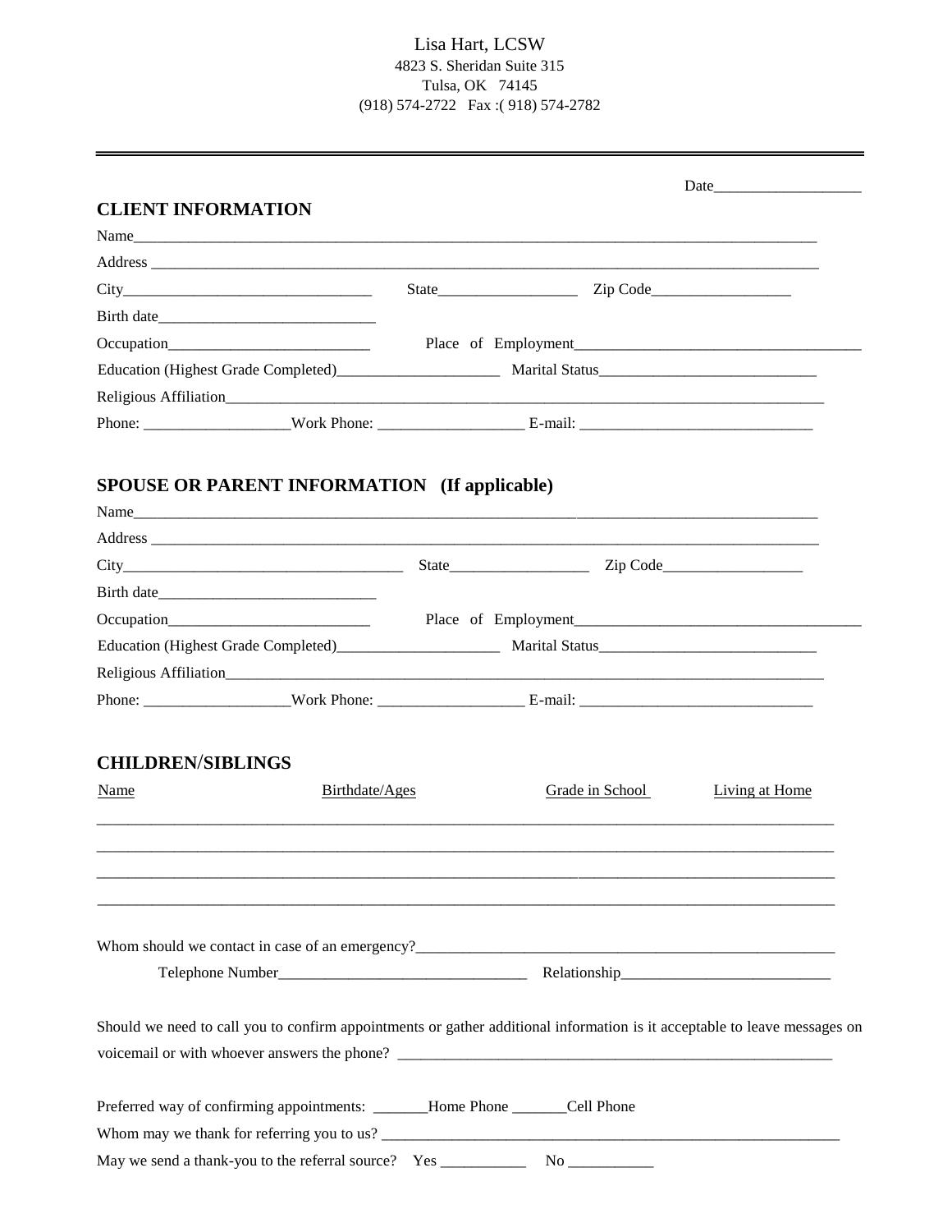Lisa Hart, LCSW
4823 S. Sheridan Suite 315
Tulsa, OK 74145
(918) 574-2722 Fax :( 918) 574-2782

---

Date___________________

## CLIENT INFORMATION

Name_____________________________________________________________________________________

Address ___________________________________________________________________________________

City________________________________ State__________________ Zip Code__________________

Birth date____________________________

Occupation__________________________ Place of Employment_____________________________________

Education (Highest Grade Completed)____________________ Marital Status___________________________

Religious Affiliation______________________________________________________________________________

Phone: __________________Work Phone: __________________ E-mail: ______________________________

## SPOUSE OR PARENT INFORMATION (If applicable)

Name_____________________________________________________________________________________

Address ___________________________________________________________________________________

City____________________________________ State__________________ Zip Code__________________

Birth date____________________________

Occupation__________________________ Place of Employment_____________________________________

Education (Highest Grade Completed)____________________ Marital Status___________________________

Religious Affiliation______________________________________________________________________________

Phone: __________________Work Phone: __________________ E-mail: ______________________________

## CHILDREN/SIBLINGS

| Name | Birthdate/Ages | Grade in School | Living at Home |
| --- | --- | --- | --- |
| | | | |
| | | | |
| | | | |
| | | | |

Whom should we contact in case of an emergency?______________________________________________________

Telephone Number________________________________ Relationship___________________________

Should we need to call you to confirm appointments or gather additional information is it acceptable to leave messages on voicemail or with whoever answers the phone? ____________________________________________________________

Preferred way of confirming appointments: _______Home Phone _______Cell Phone

Whom may we thank for referring you to us? ____________________________________________________________

May we send a thank-you to the referral source? Yes ___________ No ___________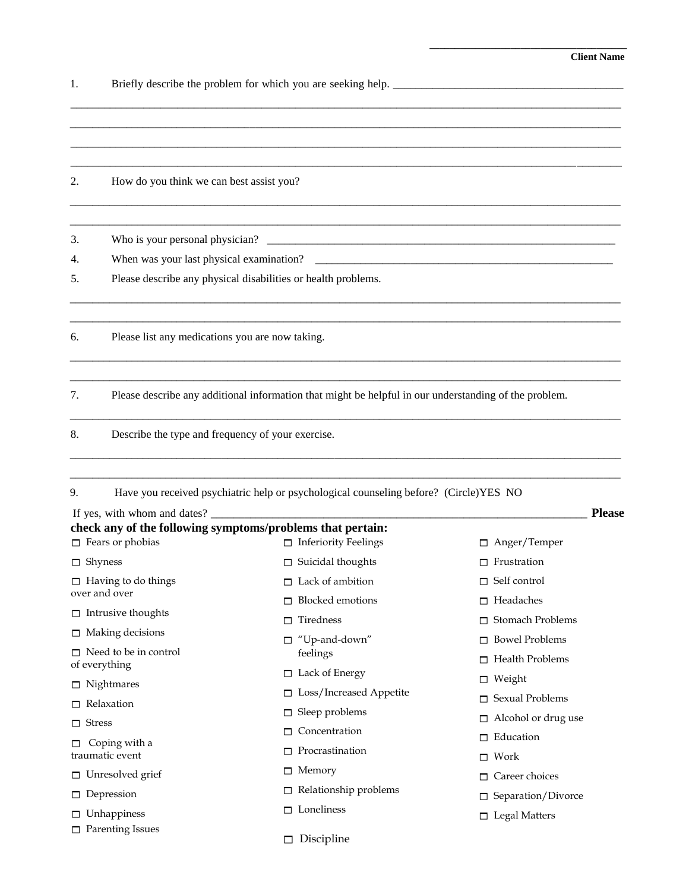\_\_\_\_\_\_\_\_\_\_\_\_\_\_\_\_\_\_\_\_\_\_\_\_\_\_\_\_\_\_\_\_\_\_

**Client Name**

1. Briefly describe the problem for which you are seeking help. \_\_\_\_\_\_\_\_\_\_\_\_\_\_\_\_\_\_\_\_\_\_\_\_\_\_\_\_\_\_\_\_\_\_\_\_\_\_\_\_

\_\_\_\_\_\_\_\_\_\_\_\_\_\_\_\_\_\_\_\_\_\_\_\_\_\_\_\_\_\_\_\_\_\_\_\_\_\_\_\_\_\_\_\_\_\_\_\_\_\_\_\_\_\_\_\_\_\_\_\_\_\_\_\_\_\_\_\_\_\_\_\_\_\_\_\_\_\_\_\_\_\_\_\_\_\_\_\_\_\_\_\_

\_\_\_\_\_\_\_\_\_\_\_\_\_\_\_\_\_\_\_\_\_\_\_\_\_\_\_\_\_\_\_\_\_\_\_\_\_\_\_\_\_\_\_\_\_\_\_\_\_\_\_\_\_\_\_\_\_\_\_\_\_\_\_\_\_\_\_\_\_\_\_\_\_\_\_\_\_\_\_\_\_\_\_\_\_\_\_\_\_\_\_\_

\_\_\_\_\_\_\_\_\_\_\_\_\_\_\_\_\_\_\_\_\_\_\_\_\_\_\_\_\_\_\_\_\_\_\_\_\_\_\_\_\_\_\_\_\_\_\_\_\_\_\_\_\_\_\_\_\_\_\_\_\_\_\_\_\_\_\_\_\_\_\_\_\_\_\_\_\_\_\_\_\_\_\_\_\_\_\_\_\_\_\_\_

\_\_\_\_\_\_\_\_\_\_\_\_\_\_\_\_\_\_\_\_\_\_\_\_\_\_\_\_\_\_\_\_\_\_\_\_\_\_\_\_\_\_\_\_\_\_\_\_\_\_\_\_\_\_\_\_\_\_\_\_\_\_\_\_\_\_\_\_\_\_\_\_\_\_\_\_\_\_\_\_\_\_\_\_\_\_\_\_\_\_\_\_

2. How do you think we can best assist you?

\_\_\_\_\_\_\_\_\_\_\_\_\_\_\_\_\_\_\_\_\_\_\_\_\_\_\_\_\_\_\_\_\_\_\_\_\_\_\_\_\_\_\_\_\_\_\_\_\_\_\_\_\_\_\_\_\_\_\_\_\_\_\_\_\_\_\_\_\_\_\_\_\_\_\_\_\_\_\_\_\_\_\_\_\_\_\_\_\_\_\_\_

\_\_\_\_\_\_\_\_\_\_\_\_\_\_\_\_\_\_\_\_\_\_\_\_\_\_\_\_\_\_\_\_\_\_\_\_\_\_\_\_\_\_\_\_\_\_\_\_\_\_\_\_\_\_\_\_\_\_\_\_\_\_\_\_\_\_\_\_\_\_\_\_\_\_\_\_\_\_\_\_\_\_\_\_\_\_\_\_\_\_\_\_

3. Who is your personal physician? \_\_\_\_\_\_\_\_\_\_\_\_\_\_\_\_\_\_\_\_\_\_\_\_\_\_\_\_\_\_\_\_\_\_\_\_\_\_\_\_\_\_\_\_\_\_\_\_\_\_\_\_\_\_\_\_\_\_\_\_\_\_\_

4. When was your last physical examination? \_\_\_\_\_\_\_\_\_\_\_\_\_\_\_\_\_\_\_\_\_\_\_\_\_\_\_\_\_\_\_\_\_\_\_\_\_\_\_\_\_\_\_\_\_\_\_\_\_\_\_\_\_\_

5. Please describe any physical disabilities or health problems.

\_\_\_\_\_\_\_\_\_\_\_\_\_\_\_\_\_\_\_\_\_\_\_\_\_\_\_\_\_\_\_\_\_\_\_\_\_\_\_\_\_\_\_\_\_\_\_\_\_\_\_\_\_\_\_\_\_\_\_\_\_\_\_\_\_\_\_\_\_\_\_\_\_\_\_\_\_\_\_\_\_\_\_\_\_\_\_\_\_\_\_\_

\_\_\_\_\_\_\_\_\_\_\_\_\_\_\_\_\_\_\_\_\_\_\_\_\_\_\_\_\_\_\_\_\_\_\_\_\_\_\_\_\_\_\_\_\_\_\_\_\_\_\_\_\_\_\_\_\_\_\_\_\_\_\_\_\_\_\_\_\_\_\_\_\_\_\_\_\_\_\_\_\_\_\_\_\_\_\_\_\_\_\_\_

6. Please list any medications you are now taking.

\_\_\_\_\_\_\_\_\_\_\_\_\_\_\_\_\_\_\_\_\_\_\_\_\_\_\_\_\_\_\_\_\_\_\_\_\_\_\_\_\_\_\_\_\_\_\_\_\_\_\_\_\_\_\_\_\_\_\_\_\_\_\_\_\_\_\_\_\_\_\_\_\_\_\_\_\_\_\_\_\_\_\_\_\_\_\_\_\_\_\_\_

\_\_\_\_\_\_\_\_\_\_\_\_\_\_\_\_\_\_\_\_\_\_\_\_\_\_\_\_\_\_\_\_\_\_\_\_\_\_\_\_\_\_\_\_\_\_\_\_\_\_\_\_\_\_\_\_\_\_\_\_\_\_\_\_\_\_\_\_\_\_\_\_\_\_\_\_\_\_\_\_\_\_\_\_\_\_\_\_\_\_\_\_

7. Please describe any additional information that might be helpful in our understanding of the problem.

\_\_\_\_\_\_\_\_\_\_\_\_\_\_\_\_\_\_\_\_\_\_\_\_\_\_\_\_\_\_\_\_\_\_\_\_\_\_\_\_\_\_\_\_\_\_\_\_\_\_\_\_\_\_\_\_\_\_\_\_\_\_\_\_\_\_\_\_\_\_\_\_\_\_\_\_\_\_\_\_\_\_\_\_\_\_\_\_\_\_\_\_

8. Describe the type and frequency of your exercise.

\_\_\_\_\_\_\_\_\_\_\_\_\_\_\_\_\_\_\_\_\_\_\_\_\_\_\_\_\_\_\_\_\_\_\_\_\_\_\_\_\_\_\_\_\_\_\_\_\_\_\_\_\_\_\_\_\_\_\_\_\_\_\_\_\_\_\_\_\_\_\_\_\_\_\_\_\_\_\_\_\_\_\_\_\_\_\_\_\_\_\_\_

\_\_\_\_\_\_\_\_\_\_\_\_\_\_\_\_\_\_\_\_\_\_\_\_\_\_\_\_\_\_\_\_\_\_\_\_\_\_\_\_\_\_\_\_\_\_\_\_\_\_\_\_\_\_\_\_\_\_\_\_\_\_\_\_\_\_\_\_\_\_\_\_\_\_\_\_\_\_\_\_\_\_\_\_\_\_\_\_\_\_\_\_

9. Have you received psychiatric help or psychological counseling before? (Circle)YES NO

If yes, with whom and dates? \_\_\_\_\_\_\_\_\_\_\_\_\_\_\_\_\_\_\_\_\_\_\_\_\_\_\_\_\_\_\_\_\_\_\_\_\_\_\_\_\_\_\_\_\_\_\_\_\_\_\_\_\_\_\_\_\_\_\_\_\_\_\_\_\_\_\_\_

**Please check any of the following symptoms/problems that pertain:**

- ☐ Fears or phobias
- ☐ Shyness
- ☐ Having to do things over and over
- ☐ Intrusive thoughts
- ☐ Making decisions
- ☐ Need to be in control of everything
- ☐ Nightmares
- ☐ Relaxation
- ☐ Stress
- ☐ Coping with a traumatic event
- ☐ Unresolved grief
- ☐ Depression
- ☐ Unhappiness
- ☐ Parenting Issues
- ☐ Inferiority Feelings
- ☐ Suicidal thoughts
- ☐ Lack of ambition
- ☐ Blocked emotions
- ☐ Tiredness
- ☐ "Up-and-down" feelings
- ☐ Lack of Energy
- ☐ Loss/Increased Appetite
- ☐ Sleep problems
- ☐ Concentration
- ☐ Procrastination
- ☐ Memory
- ☐ Relationship problems
- ☐ Loneliness
- ☐ Discipline
- ☐ Anger/Temper
- ☐ Frustration
- ☐ Self control
- ☐ Headaches
- ☐ Stomach Problems
- ☐ Bowel Problems
- ☐ Health Problems
- ☐ Weight
- ☐ Sexual Problems
- ☐ Alcohol or drug use
- ☐ Education
- ☐ Work
- ☐ Career choices
- ☐ Separation/Divorce
- ☐ Legal Matters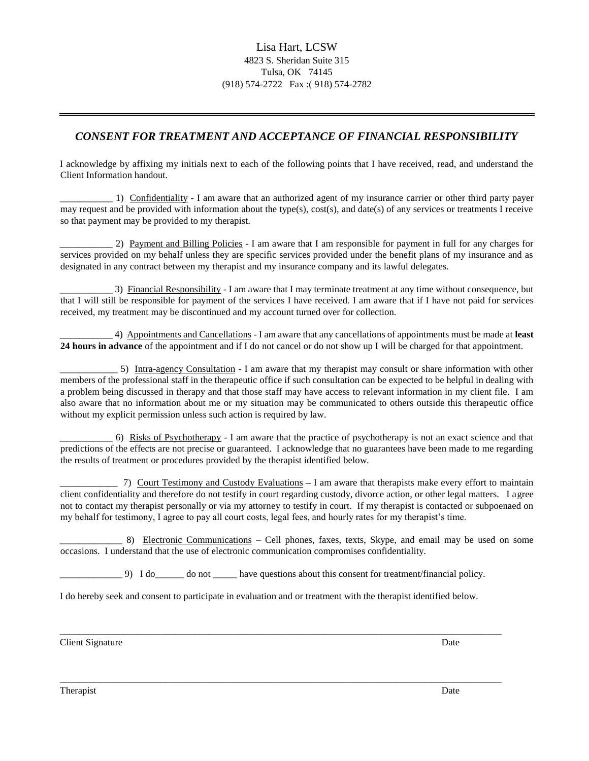Lisa Hart, LCSW
4823 S. Sheridan Suite 315
Tulsa, OK 74145
(918) 574-2722 Fax :( 918) 574-2782

---

## *CONSENT FOR TREATMENT AND ACCEPTANCE OF FINANCIAL RESPONSIBILITY*

I acknowledge by affixing my initials next to each of the following points that I have received, read, and understand the Client Information handout.

___________ 1) Confidentiality - I am aware that an authorized agent of my insurance carrier or other third party payer may request and be provided with information about the type(s), cost(s), and date(s) of any services or treatments I receive so that payment may be provided to my therapist.

___________ 2) Payment and Billing Policies - I am aware that I am responsible for payment in full for any charges for services provided on my behalf unless they are specific services provided under the benefit plans of my insurance and as designated in any contract between my therapist and my insurance company and its lawful delegates.

___________ 3) Financial Responsibility - I am aware that I may terminate treatment at any time without consequence, but that I will still be responsible for payment of the services I have received. I am aware that if I have not paid for services received, my treatment may be discontinued and my account turned over for collection.

___________ 4) Appointments and Cancellations - I am aware that any cancellations of appointments must be made at **least 24 hours in advance** of the appointment and if I do not cancel or do not show up I will be charged for that appointment.

____________ 5) Intra-agency Consultation - I am aware that my therapist may consult or share information with other members of the professional staff in the therapeutic office if such consultation can be expected to be helpful in dealing with a problem being discussed in therapy and that those staff may have access to relevant information in my client file. I am also aware that no information about me or my situation may be communicated to others outside this therapeutic office without my explicit permission unless such action is required by law.

___________ 6) Risks of Psychotherapy - I am aware that the practice of psychotherapy is not an exact science and that predictions of the effects are not precise or guaranteed. I acknowledge that no guarantees have been made to me regarding the results of treatment or procedures provided by the therapist identified below.

____________ 7) Court Testimony and Custody Evaluations – I am aware that therapists make every effort to maintain client confidentiality and therefore do not testify in court regarding custody, divorce action, or other legal matters. I agree not to contact my therapist personally or via my attorney to testify in court. If my therapist is contacted or subpoenaed on my behalf for testimony, I agree to pay all court costs, legal fees, and hourly rates for my therapist's time.

_____________ 8) Electronic Communications – Cell phones, faxes, texts, Skype, and email may be used on some occasions. I understand that the use of electronic communication compromises confidentiality.

_____________ 9) I do______ do not _____ have questions about this consent for treatment/financial policy.

I do hereby seek and consent to participate in evaluation and or treatment with the therapist identified below.

_________________________________________________________________________________________

Client Signature Date

_________________________________________________________________________________________

Therapist Date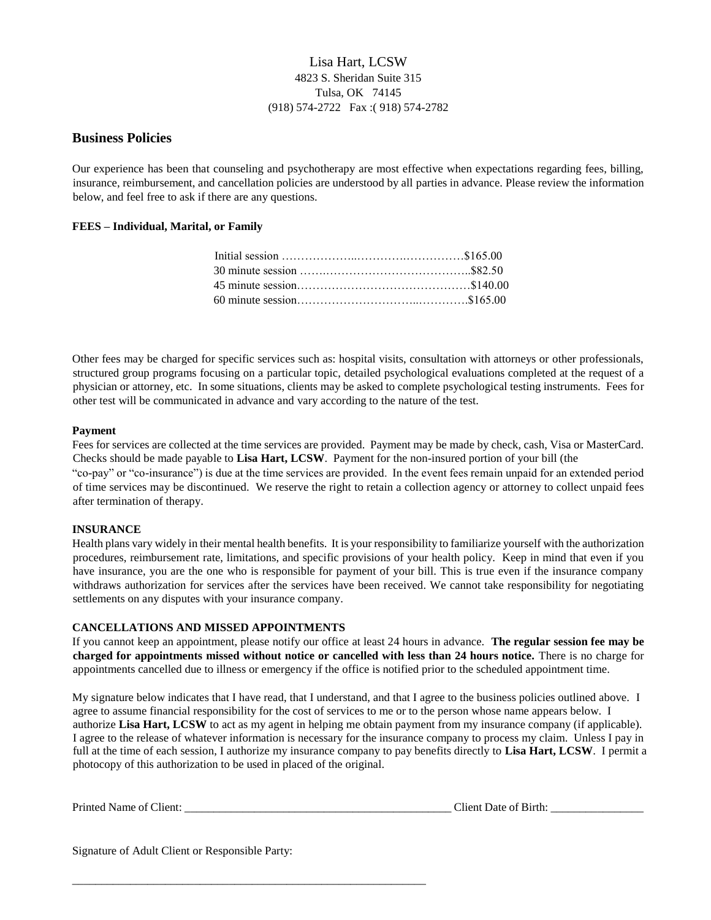Lisa Hart, LCSW
4823 S. Sheridan Suite 315
Tulsa, OK 74145
(918) 574-2722 Fax :( 918) 574-2782

## Business Policies

Our experience has been that counseling and psychotherapy are most effective when expectations regarding fees, billing, insurance, reimbursement, and cancellation policies are understood by all parties in advance. Please review the information below, and feel free to ask if there are any questions.

**FEES – Individual, Marital, or Family**

| Service | Fee |
|---|---|
| Initial session | $165.00 |
| 30 minute session | $82.50 |
| 45 minute session | $140.00 |
| 60 minute session | $165.00 |

Other fees may be charged for specific services such as: hospital visits, consultation with attorneys or other professionals, structured group programs focusing on a particular topic, detailed psychological evaluations completed at the request of a physician or attorney, etc. In some situations, clients may be asked to complete psychological testing instruments. Fees for other test will be communicated in advance and vary according to the nature of the test.

**Payment**

Fees for services are collected at the time services are provided. Payment may be made by check, cash, Visa or MasterCard. Checks should be made payable to **Lisa Hart, LCSW**. Payment for the non-insured portion of your bill (the "co-pay" or "co-insurance") is due at the time services are provided. In the event fees remain unpaid for an extended period of time services may be discontinued. We reserve the right to retain a collection agency or attorney to collect unpaid fees after termination of therapy.

**INSURANCE**

Health plans vary widely in their mental health benefits. It is your responsibility to familiarize yourself with the authorization procedures, reimbursement rate, limitations, and specific provisions of your health policy. Keep in mind that even if you have insurance, you are the one who is responsible for payment of your bill. This is true even if the insurance company withdraws authorization for services after the services have been received. We cannot take responsibility for negotiating settlements on any disputes with your insurance company.

**CANCELLATIONS AND MISSED APPOINTMENTS**

If you cannot keep an appointment, please notify our office at least 24 hours in advance. **The regular session fee may be charged for appointments missed without notice or cancelled with less than 24 hours notice.** There is no charge for appointments cancelled due to illness or emergency if the office is notified prior to the scheduled appointment time.

My signature below indicates that I have read, that I understand, and that I agree to the business policies outlined above. I agree to assume financial responsibility for the cost of services to me or to the person whose name appears below. I authorize **Lisa Hart, LCSW** to act as my agent in helping me obtain payment from my insurance company (if applicable). I agree to the release of whatever information is necessary for the insurance company to process my claim. Unless I pay in full at the time of each session, I authorize my insurance company to pay benefits directly to **Lisa Hart, LCSW**. I permit a photocopy of this authorization to be used in placed of the original.

Printed Name of Client: ______________________________________________ Client Date of Birth: ________________

Signature of Adult Client or Responsible Party:

_______________________________________________________________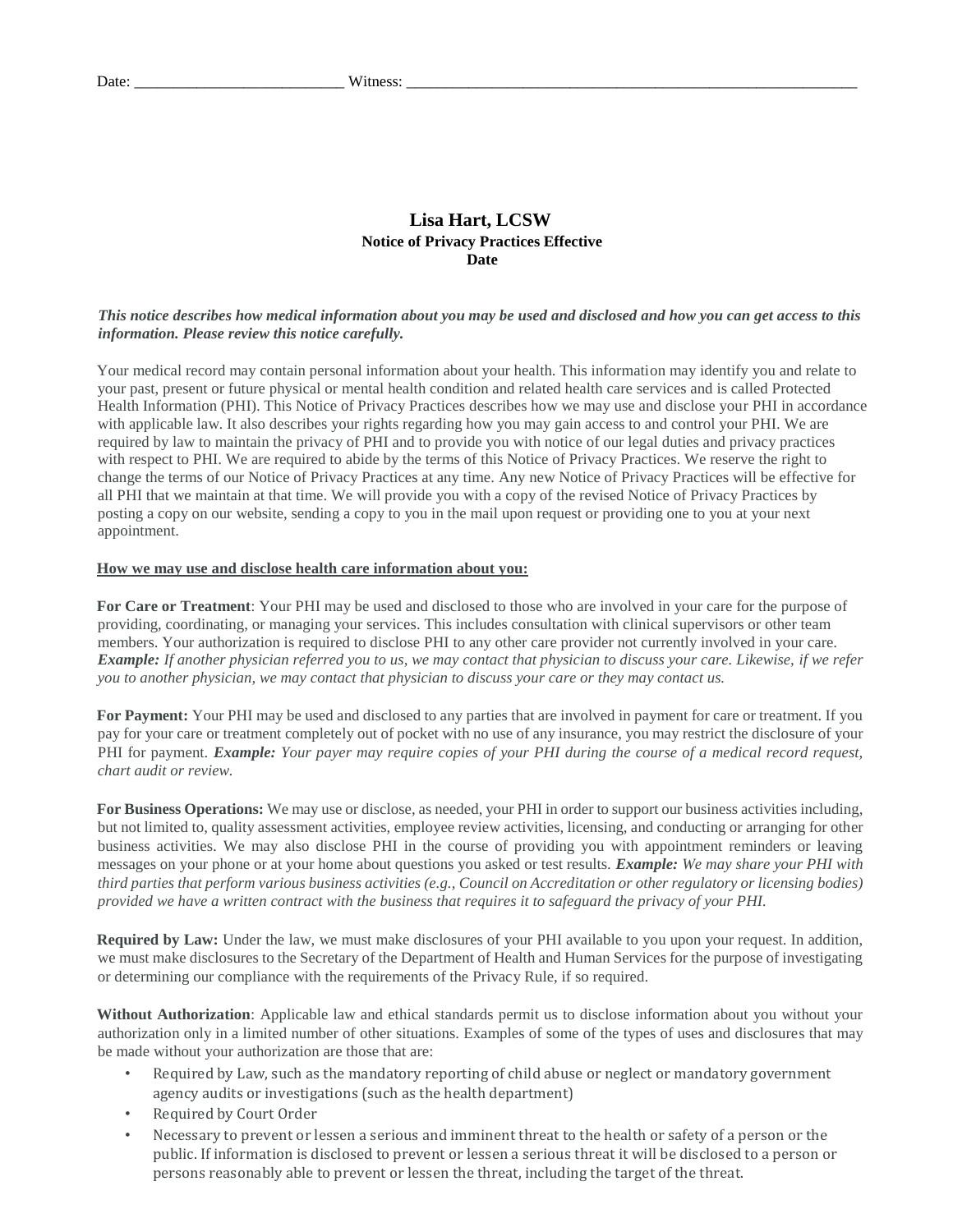Date: ___________________________ Witness: ____________________________________________________________

## Lisa Hart, LCSW

**Notice of Privacy Practices Effective Date**

***This notice describes how medical information about you may be used and disclosed and how you can get access to this information. Please review this notice carefully.***

Your medical record may contain personal information about your health. This information may identify you and relate to your past, present or future physical or mental health condition and related health care services and is called Protected Health Information (PHI). This Notice of Privacy Practices describes how we may use and disclose your PHI in accordance with applicable law. It also describes your rights regarding how you may gain access to and control your PHI. We are required by law to maintain the privacy of PHI and to provide you with notice of our legal duties and privacy practices with respect to PHI. We are required to abide by the terms of this Notice of Privacy Practices. We reserve the right to change the terms of our Notice of Privacy Practices at any time. Any new Notice of Privacy Practices will be effective for all PHI that we maintain at that time. We will provide you with a copy of the revised Notice of Privacy Practices by posting a copy on our website, sending a copy to you in the mail upon request or providing one to you at your next appointment.

**How we may use and disclose health care information about you:**

**For Care or Treatment**: Your PHI may be used and disclosed to those who are involved in your care for the purpose of providing, coordinating, or managing your services. This includes consultation with clinical supervisors or other team members. Your authorization is required to disclose PHI to any other care provider not currently involved in your care. ***Example:*** *If another physician referred you to us, we may contact that physician to discuss your care. Likewise, if we refer you to another physician, we may contact that physician to discuss your care or they may contact us.*

**For Payment:** Your PHI may be used and disclosed to any parties that are involved in payment for care or treatment. If you pay for your care or treatment completely out of pocket with no use of any insurance, you may restrict the disclosure of your PHI for payment. ***Example:*** *Your payer may require copies of your PHI during the course of a medical record request, chart audit or review.*

**For Business Operations:** We may use or disclose, as needed, your PHI in order to support our business activities including, but not limited to, quality assessment activities, employee review activities, licensing, and conducting or arranging for other business activities. We may also disclose PHI in the course of providing you with appointment reminders or leaving messages on your phone or at your home about questions you asked or test results. ***Example:*** *We may share your PHI with third parties that perform various business activities (e.g., Council on Accreditation or other regulatory or licensing bodies) provided we have a written contract with the business that requires it to safeguard the privacy of your PHI.*

**Required by Law:** Under the law, we must make disclosures of your PHI available to you upon your request. In addition, we must make disclosures to the Secretary of the Department of Health and Human Services for the purpose of investigating or determining our compliance with the requirements of the Privacy Rule, if so required.

**Without Authorization**: Applicable law and ethical standards permit us to disclose information about you without your authorization only in a limited number of other situations. Examples of some of the types of uses and disclosures that may be made without your authorization are those that are:

- Required by Law, such as the mandatory reporting of child abuse or neglect or mandatory government agency audits or investigations (such as the health department)
- Required by Court Order
- Necessary to prevent or lessen a serious and imminent threat to the health or safety of a person or the public. If information is disclosed to prevent or lessen a serious threat it will be disclosed to a person or persons reasonably able to prevent or lessen the threat, including the target of the threat.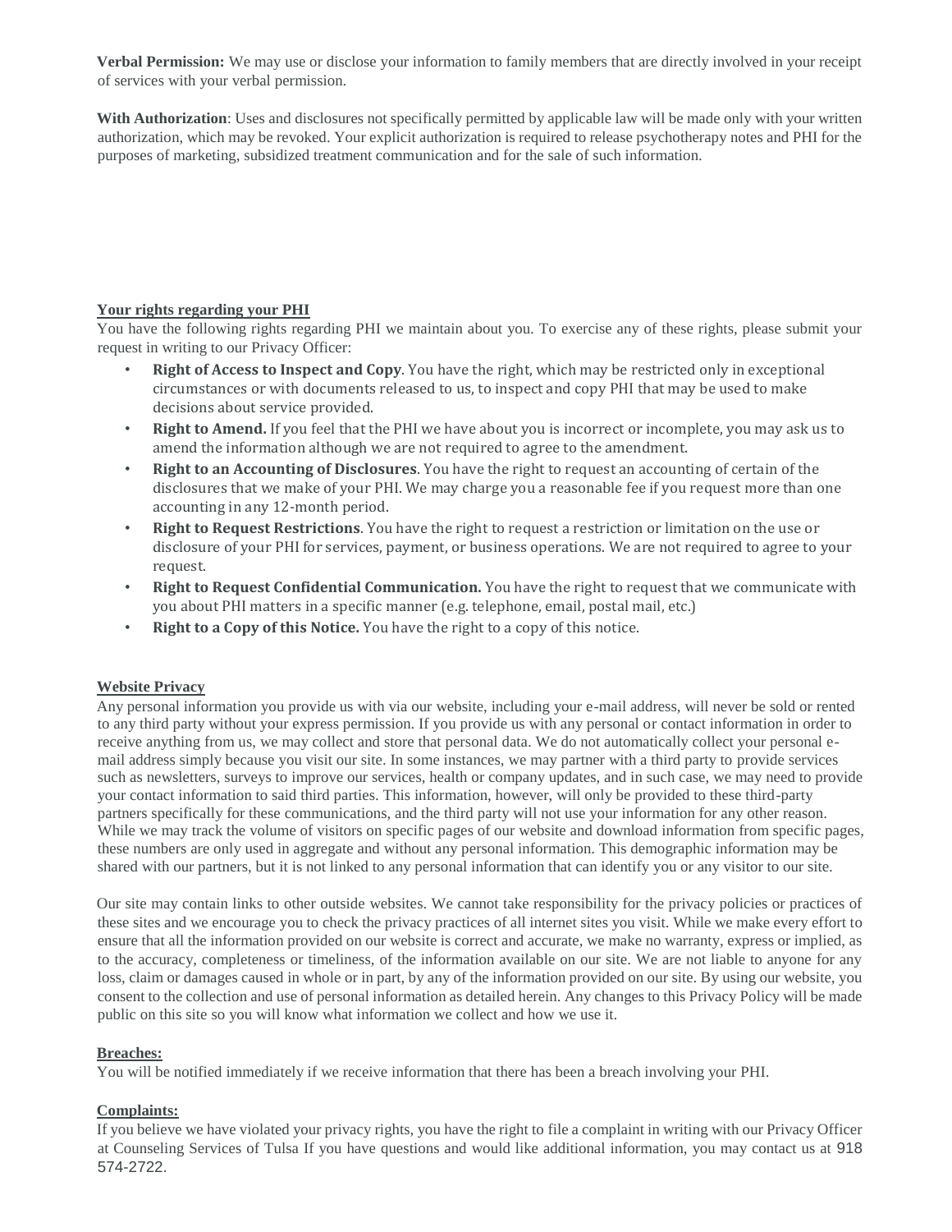**Verbal Permission:** We may use or disclose your information to family members that are directly involved in your receipt of services with your verbal permission.

**With Authorization**: Uses and disclosures not specifically permitted by applicable law will be made only with your written authorization, which may be revoked. Your explicit authorization is required to release psychotherapy notes and PHI for the purposes of marketing, subsidized treatment communication and for the sale of such information.

**Your rights regarding your PHI**

You have the following rights regarding PHI we maintain about you. To exercise any of these rights, please submit your request in writing to our Privacy Officer:

- **Right of Access to Inspect and Copy**. You have the right, which may be restricted only in exceptional circumstances or with documents released to us, to inspect and copy PHI that may be used to make decisions about service provided.
- **Right to Amend.** If you feel that the PHI we have about you is incorrect or incomplete, you may ask us to amend the information although we are not required to agree to the amendment.
- **Right to an Accounting of Disclosures**. You have the right to request an accounting of certain of the disclosures that we make of your PHI. We may charge you a reasonable fee if you request more than one accounting in any 12-month period.
- **Right to Request Restrictions**. You have the right to request a restriction or limitation on the use or disclosure of your PHI for services, payment, or business operations. We are not required to agree to your request.
- **Right to Request Confidential Communication.** You have the right to request that we communicate with you about PHI matters in a specific manner (e.g. telephone, email, postal mail, etc.)
- **Right to a Copy of this Notice.** You have the right to a copy of this notice.

**Website Privacy**

Any personal information you provide us with via our website, including your e-mail address, will never be sold or rented to any third party without your express permission. If you provide us with any personal or contact information in order to receive anything from us, we may collect and store that personal data. We do not automatically collect your personal e-mail address simply because you visit our site. In some instances, we may partner with a third party to provide services such as newsletters, surveys to improve our services, health or company updates, and in such case, we may need to provide your contact information to said third parties. This information, however, will only be provided to these third-party partners specifically for these communications, and the third party will not use your information for any other reason. While we may track the volume of visitors on specific pages of our website and download information from specific pages, these numbers are only used in aggregate and without any personal information. This demographic information may be shared with our partners, but it is not linked to any personal information that can identify you or any visitor to our site.

Our site may contain links to other outside websites. We cannot take responsibility for the privacy policies or practices of these sites and we encourage you to check the privacy practices of all internet sites you visit. While we make every effort to ensure that all the information provided on our website is correct and accurate, we make no warranty, express or implied, as to the accuracy, completeness or timeliness, of the information available on our site. We are not liable to anyone for any loss, claim or damages caused in whole or in part, by any of the information provided on our site. By using our website, you consent to the collection and use of personal information as detailed herein. Any changes to this Privacy Policy will be made public on this site so you will know what information we collect and how we use it.

**Breaches:**

You will be notified immediately if we receive information that there has been a breach involving your PHI.

**Complaints:**

If you believe we have violated your privacy rights, you have the right to file a complaint in writing with our Privacy Officer at Counseling Services of Tulsa If you have questions and would like additional information, you may contact us at 918 574-2722.